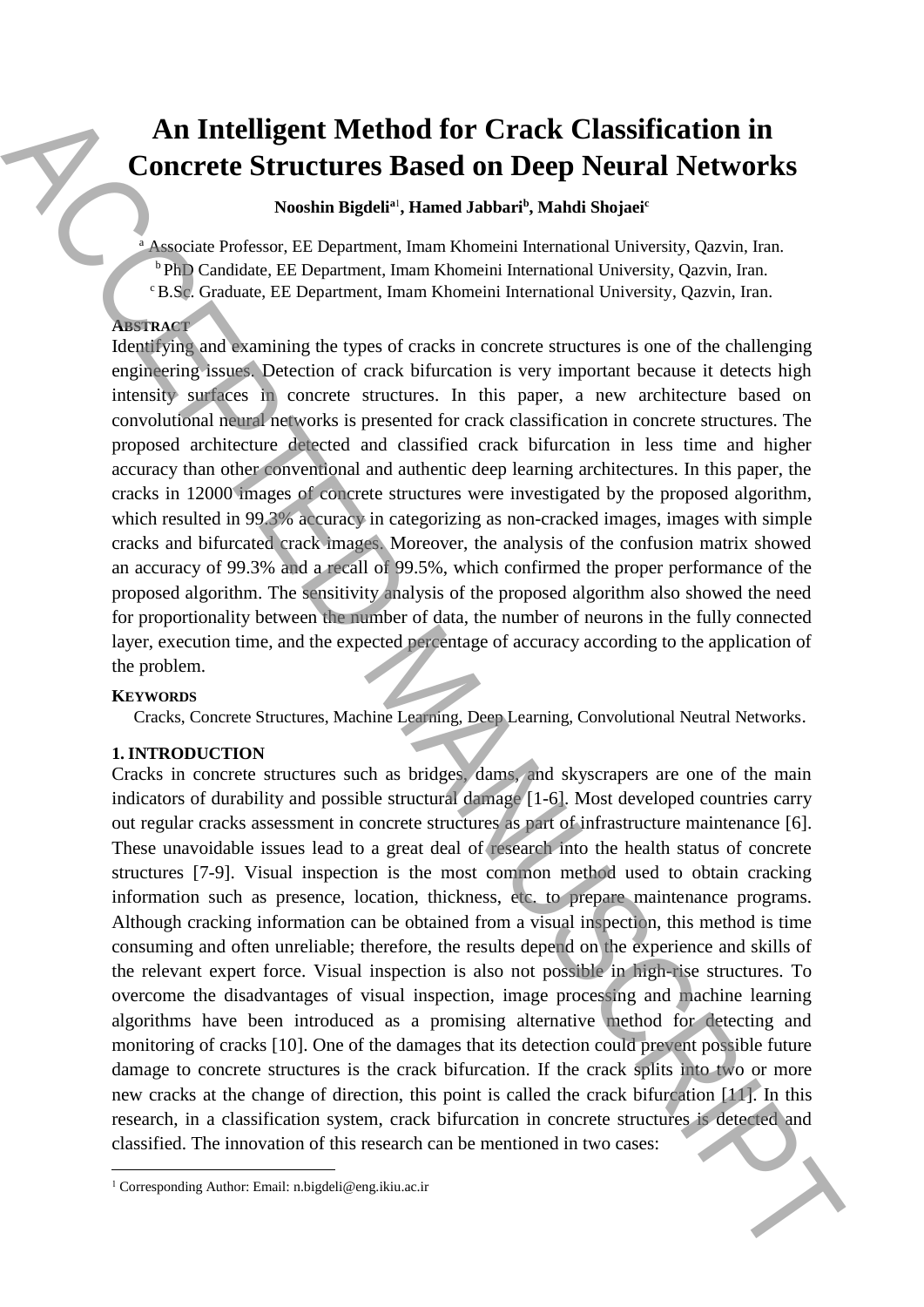# An Intelligent Method for Crack Classification in Concrete Structures Based on Deep Neural Networks

**Nooshin Bigdeli[a1], Hamed Jabbari[b], Mahdi Shojaei[c]**

[a] Associate Professor, EE Department, Imam Khomeini International University, Qazvin, Iran.
[b] PhD Candidate, EE Department, Imam Khomeini International University, Qazvin, Iran.
[c] B.Sc. Graduate, EE Department, Imam Khomeini International University, Qazvin, Iran.

**ABSTRACT**

Identifying and examining the types of cracks in concrete structures is one of the challenging engineering issues. Detection of crack bifurcation is very important because it detects high intensity surfaces in concrete structures. In this paper, a new architecture based on convolutional neural networks is presented for crack classification in concrete structures. The proposed architecture detected and classified crack bifurcation in less time and higher accuracy than other conventional and authentic deep learning architectures. In this paper, the cracks in 12000 images of concrete structures were investigated by the proposed algorithm, which resulted in 99.3% accuracy in categorizing as non-cracked images, images with simple cracks and bifurcated crack images. Moreover, the analysis of the confusion matrix showed an accuracy of 99.3% and a recall of 99.5%, which confirmed the proper performance of the proposed algorithm. The sensitivity analysis of the proposed algorithm also showed the need for proportionality between the number of data, the number of neurons in the fully connected layer, execution time, and the expected percentage of accuracy according to the application of the problem.

**KEYWORDS**

Cracks, Concrete Structures, Machine Learning, Deep Learning, Convolutional Neutral Networks.

## 1. INTRODUCTION

Cracks in concrete structures such as bridges, dams, and skyscrapers are one of the main indicators of durability and possible structural damage [1-6]. Most developed countries carry out regular cracks assessment in concrete structures as part of infrastructure maintenance [6]. These unavoidable issues lead to a great deal of research into the health status of concrete structures [7-9]. Visual inspection is the most common method used to obtain cracking information such as presence, location, thickness, etc. to prepare maintenance programs. Although cracking information can be obtained from a visual inspection, this method is time consuming and often unreliable; therefore, the results depend on the experience and skills of the relevant expert force. Visual inspection is also not possible in high-rise structures. To overcome the disadvantages of visual inspection, image processing and machine learning algorithms have been introduced as a promising alternative method for detecting and monitoring of cracks [10]. One of the damages that its detection could prevent possible future damage to concrete structures is the crack bifurcation. If the crack splits into two or more new cracks at the change of direction, this point is called the crack bifurcation [11]. In this research, in a classification system, crack bifurcation in concrete structures is detected and classified. The innovation of this research can be mentioned in two cases:

[1] Corresponding Author: Email: n.bigdeli@eng.ikiu.ac.ir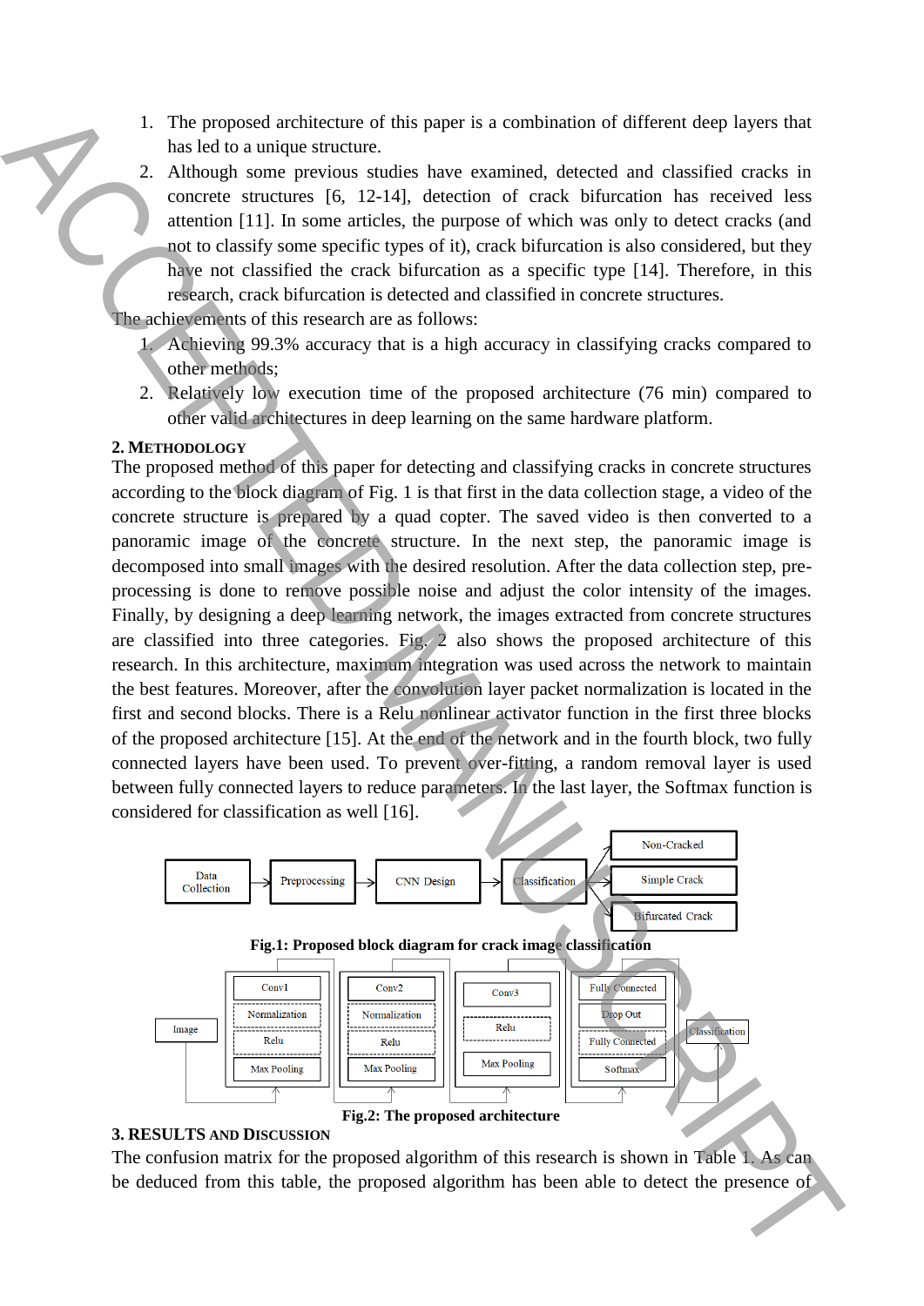1. The proposed architecture of this paper is a combination of different deep layers that has led to a unique structure.
2. Although some previous studies have examined, detected and classified cracks in concrete structures [6, 12-14], detection of crack bifurcation has received less attention [11]. In some articles, the purpose of which was only to detect cracks (and not to classify some specific types of it), crack bifurcation is also considered, but they have not classified the crack bifurcation as a specific type [14]. Therefore, in this research, crack bifurcation is detected and classified in concrete structures.

The achievements of this research are as follows:

1. Achieving 99.3% accuracy that is a high accuracy in classifying cracks compared to other methods;
2. Relatively low execution time of the proposed architecture (76 min) compared to other valid architectures in deep learning on the same hardware platform.

## 2. METHODOLOGY

The proposed method of this paper for detecting and classifying cracks in concrete structures according to the block diagram of Fig. 1 is that first in the data collection stage, a video of the concrete structure is prepared by a quad copter. The saved video is then converted to a panoramic image of the concrete structure. In the next step, the panoramic image is decomposed into small images with the desired resolution. After the data collection step, pre-processing is done to remove possible noise and adjust the color intensity of the images. Finally, by designing a deep learning network, the images extracted from concrete structures are classified into three categories. Fig. 2 also shows the proposed architecture of this research. In this architecture, maximum integration was used across the network to maintain the best features. Moreover, after the convolution layer packet normalization is located in the first and second blocks. There is a Relu nonlinear activator function in the first three blocks of the proposed architecture [15]. At the end of the network and in the fourth block, two fully connected layers have been used. To prevent over-fitting, a random removal layer is used between fully connected layers to reduce parameters. In the last layer, the Softmax function is considered for classification as well [16].

Data Collection → Preprocessing → CNN Design → Classification → Non-Cracked / Simple Crack / Bifurcated Crack

**Fig.1: Proposed block diagram for crack image classification**

Image → [Conv1, Normalization, Relu, Max Pooling] → [Conv2, Normalization, Relu, Max Pooling] → [Conv3, Relu, Max Pooling] → [Fully Connected, Drop Out, Fully Connected, Softmax] → Classification

**Fig.2: The proposed architecture**

## 3. RESULTS AND DISCUSSION

The confusion matrix for the proposed algorithm of this research is shown in Table 1. As can be deduced from this table, the proposed algorithm has been able to detect the presence of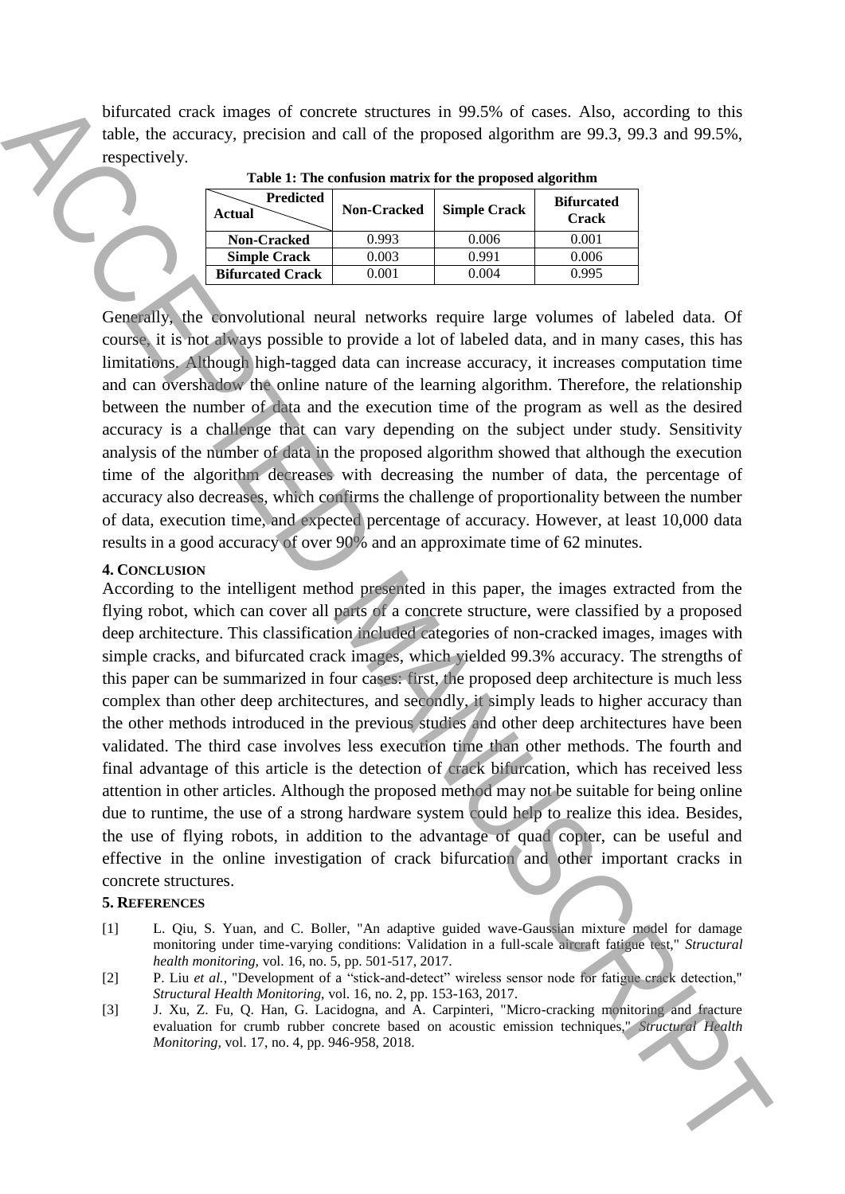bifurcated crack images of concrete structures in 99.5% of cases. Also, according to this table, the accuracy, precision and call of the proposed algorithm are 99.3, 99.3 and 99.5%, respectively.

**Table 1: The confusion matrix for the proposed algorithm**

| Actual \ Predicted | Non-Cracked | Simple Crack | Bifurcated Crack |
|---|---|---|---|
| **Non-Cracked** | 0.993 | 0.006 | 0.001 |
| **Simple Crack** | 0.003 | 0.991 | 0.006 |
| **Bifurcated Crack** | 0.001 | 0.004 | 0.995 |

Generally, the convolutional neural networks require large volumes of labeled data. Of course, it is not always possible to provide a lot of labeled data, and in many cases, this has limitations. Although high-tagged data can increase accuracy, it increases computation time and can overshadow the online nature of the learning algorithm. Therefore, the relationship between the number of data and the execution time of the program as well as the desired accuracy is a challenge that can vary depending on the subject under study. Sensitivity analysis of the number of data in the proposed algorithm showed that although the execution time of the algorithm decreases with decreasing the number of data, the percentage of accuracy also decreases, which confirms the challenge of proportionality between the number of data, execution time, and expected percentage of accuracy. However, at least 10,000 data results in a good accuracy of over 90% and an approximate time of 62 minutes.

## 4. Conclusion

According to the intelligent method presented in this paper, the images extracted from the flying robot, which can cover all parts of a concrete structure, were classified by a proposed deep architecture. This classification included categories of non-cracked images, images with simple cracks, and bifurcated crack images, which yielded 99.3% accuracy. The strengths of this paper can be summarized in four cases: first, the proposed deep architecture is much less complex than other deep architectures, and secondly, it simply leads to higher accuracy than the other methods introduced in the previous studies and other deep architectures have been validated. The third case involves less execution time than other methods. The fourth and final advantage of this article is the detection of crack bifurcation, which has received less attention in other articles. Although the proposed method may not be suitable for being online due to runtime, the use of a strong hardware system could help to realize this idea. Besides, the use of flying robots, in addition to the advantage of quad copter, can be useful and effective in the online investigation of crack bifurcation and other important cracks in concrete structures.

## 5. References

[1] L. Qiu, S. Yuan, and C. Boller, "An adaptive guided wave-Gaussian mixture model for damage monitoring under time-varying conditions: Validation in a full-scale aircraft fatigue test," *Structural health monitoring,* vol. 16, no. 5, pp. 501-517, 2017.

[2] P. Liu *et al.*, "Development of a "stick-and-detect" wireless sensor node for fatigue crack detection," *Structural Health Monitoring,* vol. 16, no. 2, pp. 153-163, 2017.

[3] J. Xu, Z. Fu, Q. Han, G. Lacidogna, and A. Carpinteri, "Micro-cracking monitoring and fracture evaluation for crumb rubber concrete based on acoustic emission techniques," *Structural Health Monitoring,* vol. 17, no. 4, pp. 946-958, 2018.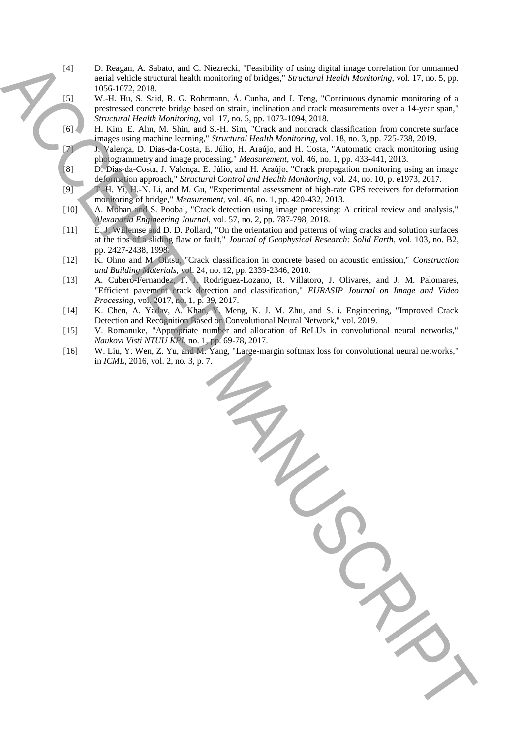[4] D. Reagan, A. Sabato, and C. Niezrecki, "Feasibility of using digital image correlation for unmanned aerial vehicle structural health monitoring of bridges," *Structural Health Monitoring,* vol. 17, no. 5, pp. 1056-1072, 2018.

[5] W.-H. Hu, S. Said, R. G. Rohrmann, Á. Cunha, and J. Teng, "Continuous dynamic monitoring of a prestressed concrete bridge based on strain, inclination and crack measurements over a 14-year span," *Structural Health Monitoring,* vol. 17, no. 5, pp. 1073-1094, 2018.

[6] H. Kim, E. Ahn, M. Shin, and S.-H. Sim, "Crack and noncrack classification from concrete surface images using machine learning," *Structural Health Monitoring,* vol. 18, no. 3, pp. 725-738, 2019.

[7] J. Valença, D. Dias-da-Costa, E. Júlio, H. Araújo, and H. Costa, "Automatic crack monitoring using photogrammetry and image processing," *Measurement,* vol. 46, no. 1, pp. 433-441, 2013.

[8] D. Dias-da-Costa, J. Valença, E. Júlio, and H. Araújo, "Crack propagation monitoring using an image deformation approach," *Structural Control and Health Monitoring,* vol. 24, no. 10, p. e1973, 2017.

[9] T.-H. Yi, H.-N. Li, and M. Gu, "Experimental assessment of high-rate GPS receivers for deformation monitoring of bridge," *Measurement,* vol. 46, no. 1, pp. 420-432, 2013.

[10] A. Mohan and S. Poobal, "Crack detection using image processing: A critical review and analysis," *Alexandria Engineering Journal,* vol. 57, no. 2, pp. 787-798, 2018.

[11] E. J. Willemse and D. D. Pollard, "On the orientation and patterns of wing cracks and solution surfaces at the tips of a sliding flaw or fault," *Journal of Geophysical Research: Solid Earth,* vol. 103, no. B2, pp. 2427-2438, 1998.

[12] K. Ohno and M. Ohtsu, "Crack classification in concrete based on acoustic emission," *Construction and Building Materials,* vol. 24, no. 12, pp. 2339-2346, 2010.

[13] A. Cubero-Fernandez, F. J. Rodriguez-Lozano, R. Villatoro, J. Olivares, and J. M. Palomares, "Efficient pavement crack detection and classification," *EURASIP Journal on Image and Video Processing,* vol. 2017, no. 1, p. 39, 2017.

[14] K. Chen, A. Yadav, A. Khan, Y. Meng, K. J. M. Zhu, and S. i. Engineering, "Improved Crack Detection and Recognition Based on Convolutional Neural Network," vol. 2019.

[15] V. Romanuke, "Appropriate number and allocation of ReLUs in convolutional neural networks," *Naukovi Visti NTUU KPI,* no. 1, pp. 69-78, 2017.

[16] W. Liu, Y. Wen, Z. Yu, and M. Yang, "Large-margin softmax loss for convolutional neural networks," in *ICML,* 2016, vol. 2, no. 3, p. 7.